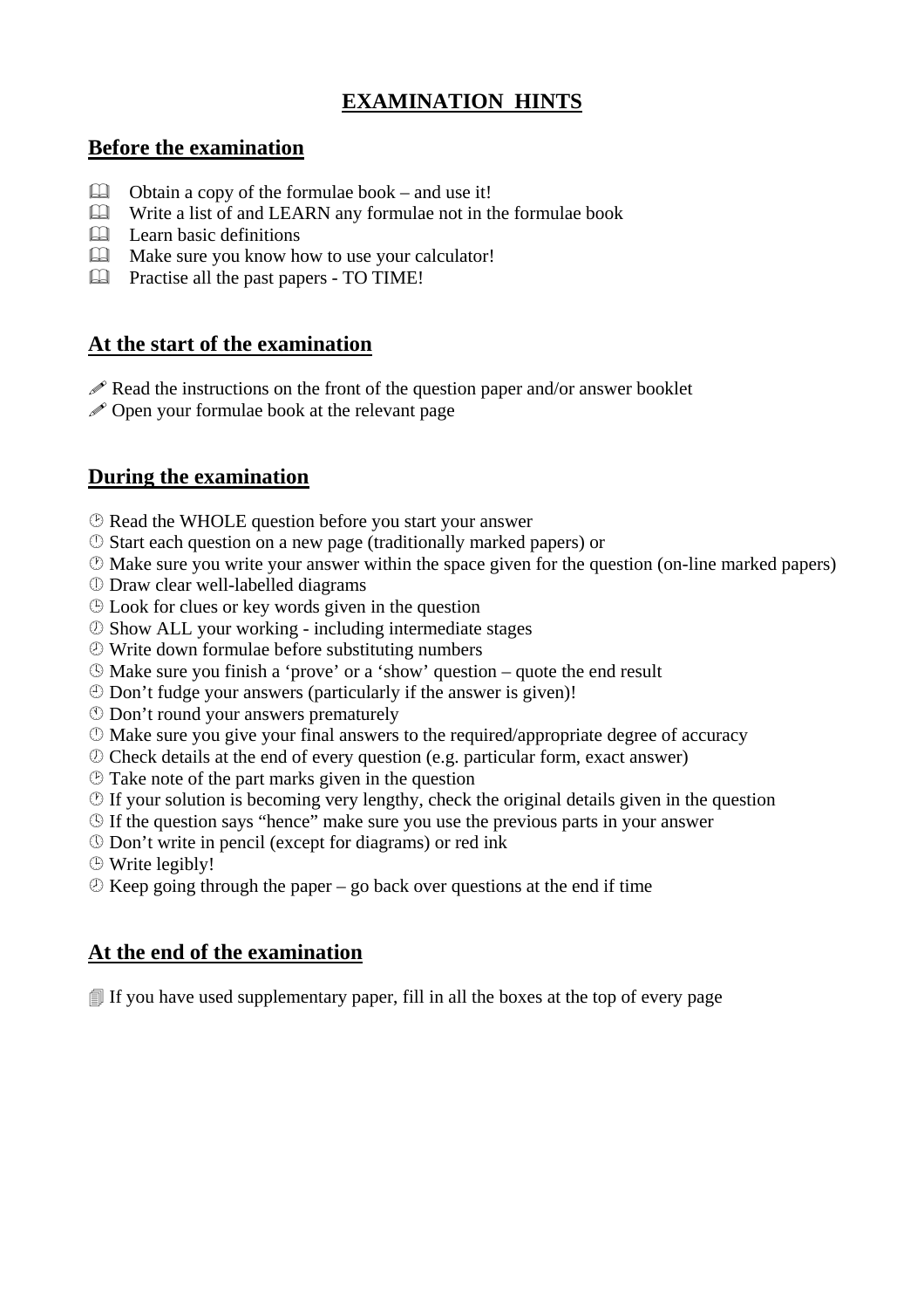# EXAMINATION HINTS

## Before the examination

- Obtain a copy of the formulae book – and use it!
- Write a list of and LEARN any formulae not in the formulae book
- Learn basic definitions
- Make sure you know how to use your calculator!
- Practise all the past papers - TO TIME!

## At the start of the examination

- Read the instructions on the front of the question paper and/or answer booklet
- Open your formulae book at the relevant page

## During the examination

- Read the WHOLE question before you start your answer
- Start each question on a new page (traditionally marked papers) or
- Make sure you write your answer within the space given for the question (on-line marked papers)
- Draw clear well-labelled diagrams
- Look for clues or key words given in the question
- Show ALL your working - including intermediate stages
- Write down formulae before substituting numbers
- Make sure you finish a 'prove' or a 'show' question – quote the end result
- Don't fudge your answers (particularly if the answer is given)!
- Don't round your answers prematurely
- Make sure you give your final answers to the required/appropriate degree of accuracy
- Check details at the end of every question (e.g. particular form, exact answer)
- Take note of the part marks given in the question
- If your solution is becoming very lengthy, check the original details given in the question
- If the question says "hence" make sure you use the previous parts in your answer
- Don't write in pencil (except for diagrams) or red ink
- Write legibly!
- Keep going through the paper – go back over questions at the end if time

## At the end of the examination

- If you have used supplementary paper, fill in all the boxes at the top of every page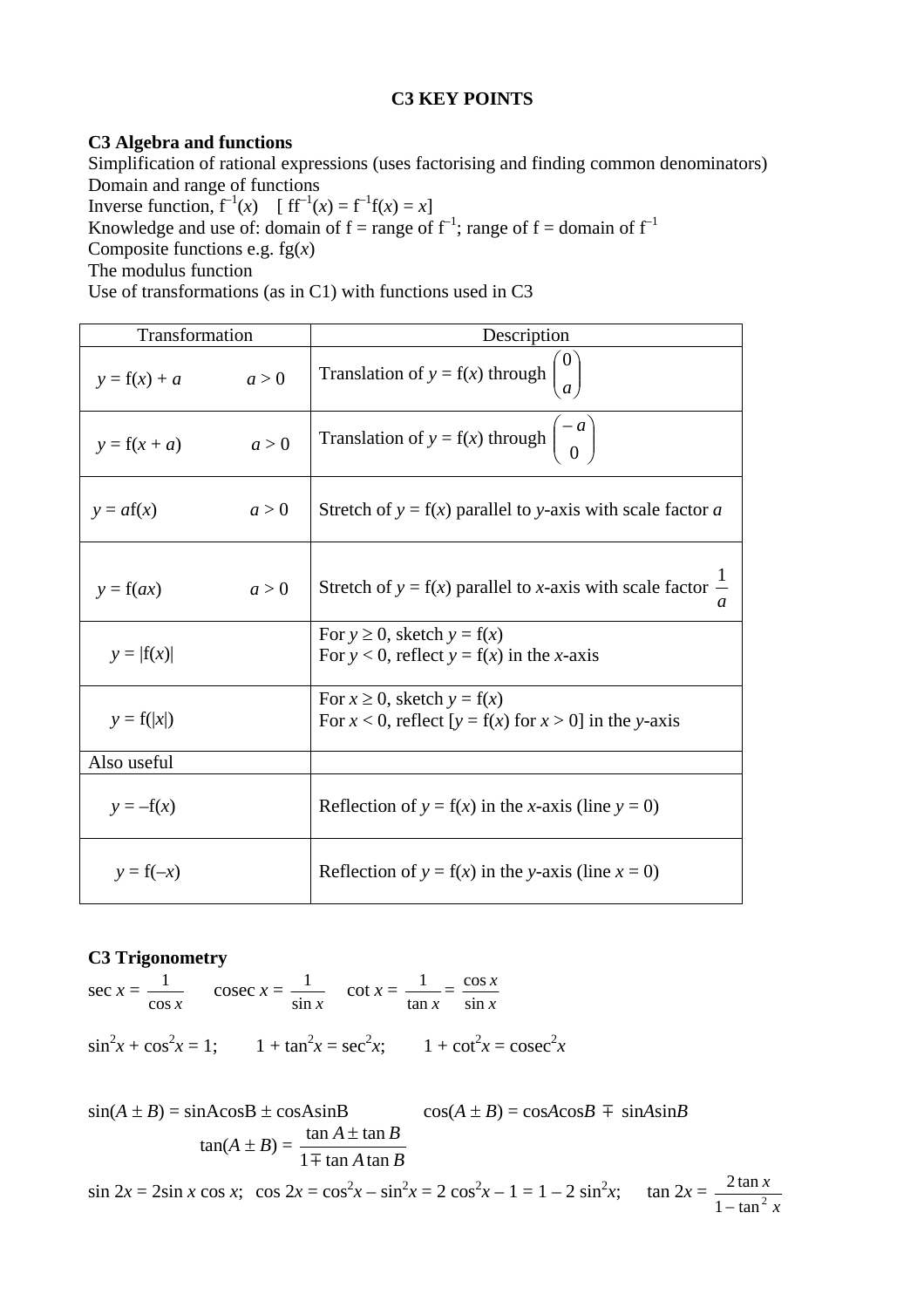**C3 KEY POINTS**

**C3 Algebra and functions**

Simplification of rational expressions (uses factorising and finding common denominators)
Domain and range of functions
Inverse function, $f^{-1}(x)$ $[\ ff^{-1}(x) = f^{-1}f(x) = x]$
Knowledge and use of: domain of f = range of $f^{-1}$; range of f = domain of $f^{-1}$
Composite functions e.g. $fg(x)$
The modulus function
Use of transformations (as in C1) with functions used in C3

| Transformation | Description |
|---|---|
| $y = f(x) + a \qquad a > 0$ | Translation of $y = f(x)$ through $\begin{pmatrix} 0 \\ a \end{pmatrix}$ |
| $y = f(x + a) \qquad a > 0$ | Translation of $y = f(x)$ through $\begin{pmatrix} -a \\ 0 \end{pmatrix}$ |
| $y = af(x) \qquad a > 0$ | Stretch of $y = f(x)$ parallel to $y$-axis with scale factor $a$ |
| $y = f(ax) \qquad a > 0$ | Stretch of $y = f(x)$ parallel to $x$-axis with scale factor $\frac{1}{a}$ |
| $y = \|f(x)\|$ | For $y \geq 0$, sketch $y = f(x)$<br>For $y < 0$, reflect $y = f(x)$ in the $x$-axis |
| $y = f(\|x\|)$ | For $x \geq 0$, sketch $y = f(x)$<br>For $x < 0$, reflect [$y = f(x)$ for $x > 0$] in the $y$-axis |
| Also useful | |
| $y = -f(x)$ | Reflection of $y = f(x)$ in the $x$-axis (line $y = 0$) |
| $y = f(-x)$ | Reflection of $y = f(x)$ in the $y$-axis (line $x = 0$) |

**C3 Trigonometry**

$\sec x = \dfrac{1}{\cos x} \qquad \text{cosec}\, x = \dfrac{1}{\sin x} \qquad \cot x = \dfrac{1}{\tan x} = \dfrac{\cos x}{\sin x}$

$\sin^2 x + \cos^2 x = 1; \qquad 1 + \tan^2 x = \sec^2 x; \qquad 1 + \cot^2 x = \text{cosec}^2 x$

$\sin(A \pm B) = \sin A\cos B \pm \cos A\sin B \qquad \cos(A \pm B) = \cos A\cos B \mp \sin A\sin B$

$\tan(A \pm B) = \dfrac{\tan A \pm \tan B}{1 \mp \tan A \tan B}$

$\sin 2x = 2\sin x \cos x; \quad \cos 2x = \cos^2 x - \sin^2 x = 2\cos^2 x - 1 = 1 - 2\sin^2 x; \quad \tan 2x = \dfrac{2\tan x}{1 - \tan^2 x}$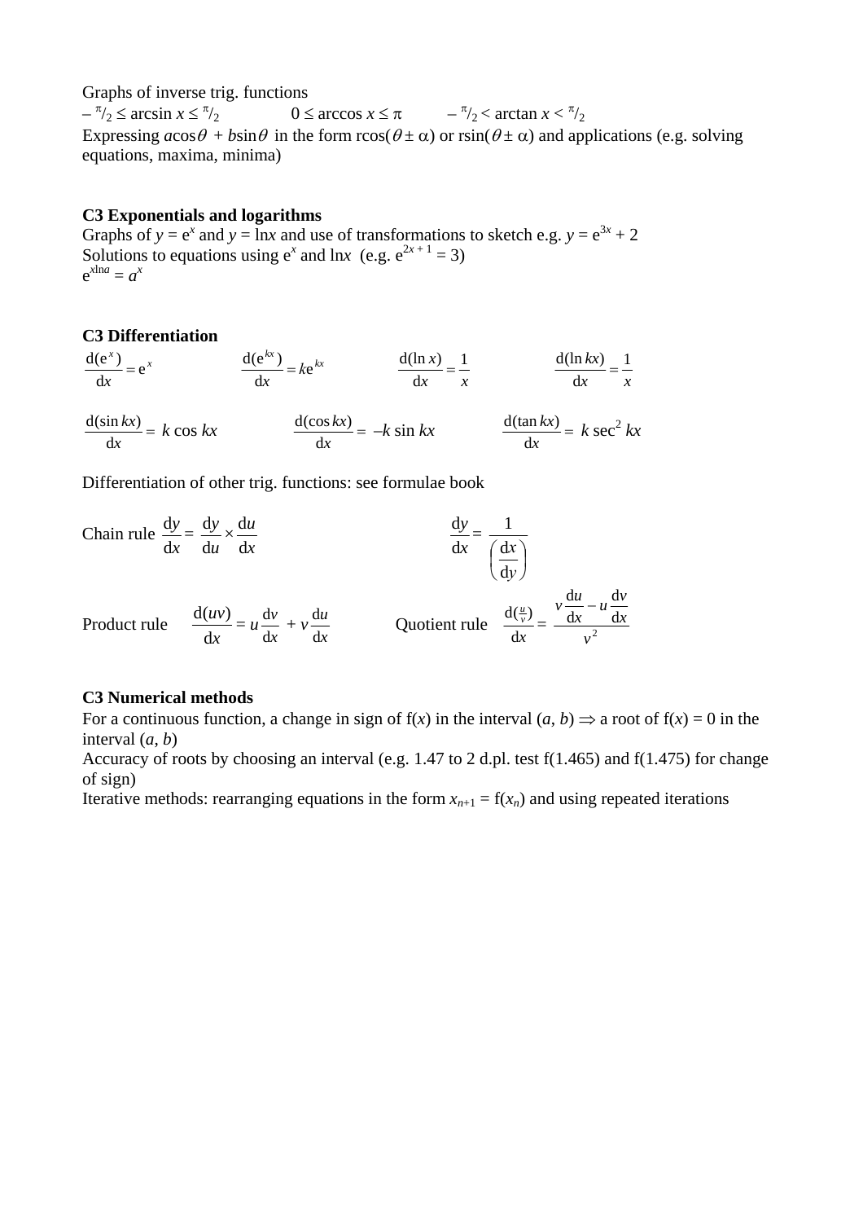Graphs of inverse trig. functions

$-\pi/2 \le \arcsin x \le \pi/2$ $\quad 0 \le \arccos x \le \pi$ $\quad -\pi/2 < \arctan x < \pi/2$

Expressing $a\cos\theta + b\sin\theta$ in the form $r\cos(\theta \pm \alpha)$ or $r\sin(\theta \pm \alpha)$ and applications (e.g. solving equations, maxima, minima)

**C3 Exponentials and logarithms**

Graphs of $y = e^x$ and $y = \ln x$ and use of transformations to sketch e.g. $y = e^{3x} + 2$

Solutions to equations using $e^x$ and $\ln x$ (e.g. $e^{2x+1} = 3$)

$e^{x\ln a} = a^x$

**C3 Differentiation**

$$\frac{d(e^x)}{dx} = e^x \qquad \frac{d(e^{kx})}{dx} = ke^{kx} \qquad \frac{d(\ln x)}{dx} = \frac{1}{x} \qquad \frac{d(\ln kx)}{dx} = \frac{1}{x}$$

$$\frac{d(\sin kx)}{dx} = k\cos kx \qquad \frac{d(\cos kx)}{dx} = -k\sin kx \qquad \frac{d(\tan kx)}{dx} = k\sec^2 kx$$

Differentiation of other trig. functions: see formulae book

Chain rule $\dfrac{dy}{dx} = \dfrac{dy}{du} \times \dfrac{du}{dx}$ $\qquad \dfrac{dy}{dx} = \dfrac{1}{\left(\dfrac{dx}{dy}\right)}$

Product rule $\dfrac{d(uv)}{dx} = u\dfrac{dv}{dx} + v\dfrac{du}{dx}$ $\qquad$ Quotient rule $\dfrac{d(\frac{u}{v})}{dx} = \dfrac{v\dfrac{du}{dx} - u\dfrac{dv}{dx}}{v^2}$

**C3 Numerical methods**

For a continuous function, a change in sign of $f(x)$ in the interval $(a, b) \Rightarrow$ a root of $f(x) = 0$ in the interval $(a, b)$

Accuracy of roots by choosing an interval (e.g. 1.47 to 2 d.pl. test f(1.465) and f(1.475) for change of sign)

Iterative methods: rearranging equations in the form $x_{n+1} = f(x_n)$ and using repeated iterations